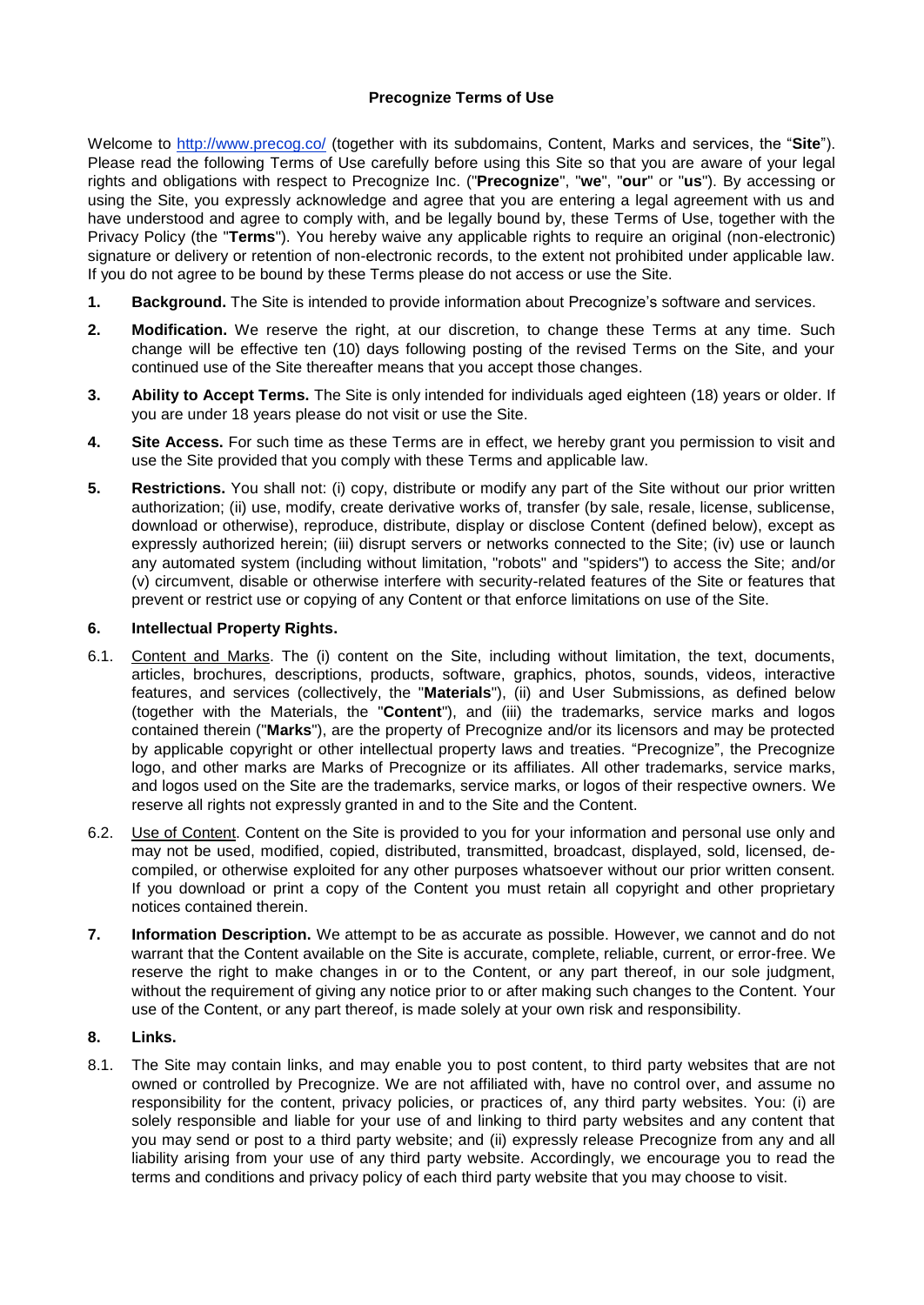# Precognize Terms of Use

Welcome to http://www.precog.co/ (together with its subdomains, Content, Marks and services, the "**Site**"). Please read the following Terms of Use carefully before using this Site so that you are aware of your legal rights and obligations with respect to Precognize Inc. ("**Precognize**", "**we**", "**our**" or "**us**"). By accessing or using the Site, you expressly acknowledge and agree that you are entering a legal agreement with us and have understood and agree to comply with, and be legally bound by, these Terms of Use, together with the Privacy Policy (the "**Terms**"). You hereby waive any applicable rights to require an original (non-electronic) signature or delivery or retention of non-electronic records, to the extent not prohibited under applicable law. If you do not agree to be bound by these Terms please do not access or use the Site.

**1. Background.** The Site is intended to provide information about Precognize's software and services.

**2. Modification.** We reserve the right, at our discretion, to change these Terms at any time. Such change will be effective ten (10) days following posting of the revised Terms on the Site, and your continued use of the Site thereafter means that you accept those changes.

**3. Ability to Accept Terms.** The Site is only intended for individuals aged eighteen (18) years or older. If you are under 18 years please do not visit or use the Site.

**4. Site Access.** For such time as these Terms are in effect, we hereby grant you permission to visit and use the Site provided that you comply with these Terms and applicable law.

**5. Restrictions.** You shall not: (i) copy, distribute or modify any part of the Site without our prior written authorization; (ii) use, modify, create derivative works of, transfer (by sale, resale, license, sublicense, download or otherwise), reproduce, distribute, display or disclose Content (defined below), except as expressly authorized herein; (iii) disrupt servers or networks connected to the Site; (iv) use or launch any automated system (including without limitation, "robots" and "spiders") to access the Site; and/or (v) circumvent, disable or otherwise interfere with security-related features of the Site or features that prevent or restrict use or copying of any Content or that enforce limitations on use of the Site.

**6. Intellectual Property Rights.**

6.1. Content and Marks. The (i) content on the Site, including without limitation, the text, documents, articles, brochures, descriptions, products, software, graphics, photos, sounds, videos, interactive features, and services (collectively, the "**Materials**"), (ii) and User Submissions, as defined below (together with the Materials, the "**Content**"), and (iii) the trademarks, service marks and logos contained therein ("**Marks**"), are the property of Precognize and/or its licensors and may be protected by applicable copyright or other intellectual property laws and treaties. "Precognize", the Precognize logo, and other marks are Marks of Precognize or its affiliates. All other trademarks, service marks, and logos used on the Site are the trademarks, service marks, or logos of their respective owners. We reserve all rights not expressly granted in and to the Site and the Content.

6.2. Use of Content. Content on the Site is provided to you for your information and personal use only and may not be used, modified, copied, distributed, transmitted, broadcast, displayed, sold, licensed, de-compiled, or otherwise exploited for any other purposes whatsoever without our prior written consent. If you download or print a copy of the Content you must retain all copyright and other proprietary notices contained therein.

**7. Information Description.** We attempt to be as accurate as possible. However, we cannot and do not warrant that the Content available on the Site is accurate, complete, reliable, current, or error-free. We reserve the right to make changes in or to the Content, or any part thereof, in our sole judgment, without the requirement of giving any notice prior to or after making such changes to the Content. Your use of the Content, or any part thereof, is made solely at your own risk and responsibility.

**8. Links.**

8.1. The Site may contain links, and may enable you to post content, to third party websites that are not owned or controlled by Precognize. We are not affiliated with, have no control over, and assume no responsibility for the content, privacy policies, or practices of, any third party websites. You: (i) are solely responsible and liable for your use of and linking to third party websites and any content that you may send or post to a third party website; and (ii) expressly release Precognize from any and all liability arising from your use of any third party website. Accordingly, we encourage you to read the terms and conditions and privacy policy of each third party website that you may choose to visit.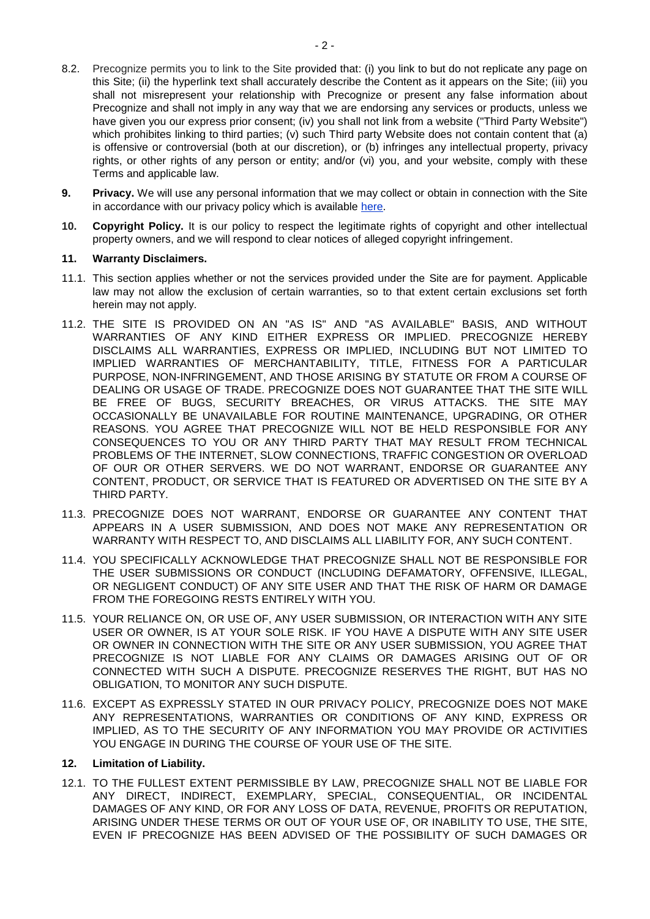8.2. Precognize permits you to link to the Site provided that: (i) you link to but do not replicate any page on this Site; (ii) the hyperlink text shall accurately describe the Content as it appears on the Site; (iii) you shall not misrepresent your relationship with Precognize or present any false information about Precognize and shall not imply in any way that we are endorsing any services or products, unless we have given you our express prior consent; (iv) you shall not link from a website ("Third Party Website") which prohibites linking to third parties; (v) such Third party Website does not contain content that (a) is offensive or controversial (both at our discretion), or (b) infringes any intellectual property, privacy rights, or other rights of any person or entity; and/or (vi) you, and your website, comply with these Terms and applicable law.

**9. Privacy.** We will use any personal information that we may collect or obtain in connection with the Site in accordance with our privacy policy which is available here.

**10. Copyright Policy.** It is our policy to respect the legitimate rights of copyright and other intellectual property owners, and we will respond to clear notices of alleged copyright infringement.

**11. Warranty Disclaimers.**

11.1. This section applies whether or not the services provided under the Site are for payment. Applicable law may not allow the exclusion of certain warranties, so to that extent certain exclusions set forth herein may not apply.

11.2. THE SITE IS PROVIDED ON AN "AS IS" AND "AS AVAILABLE" BASIS, AND WITHOUT WARRANTIES OF ANY KIND EITHER EXPRESS OR IMPLIED. PRECOGNIZE HEREBY DISCLAIMS ALL WARRANTIES, EXPRESS OR IMPLIED, INCLUDING BUT NOT LIMITED TO IMPLIED WARRANTIES OF MERCHANTABILITY, TITLE, FITNESS FOR A PARTICULAR PURPOSE, NON-INFRINGEMENT, AND THOSE ARISING BY STATUTE OR FROM A COURSE OF DEALING OR USAGE OF TRADE. PRECOGNIZE DOES NOT GUARANTEE THAT THE SITE WILL BE FREE OF BUGS, SECURITY BREACHES, OR VIRUS ATTACKS. THE SITE MAY OCCASIONALLY BE UNAVAILABLE FOR ROUTINE MAINTENANCE, UPGRADING, OR OTHER REASONS. YOU AGREE THAT PRECOGNIZE WILL NOT BE HELD RESPONSIBLE FOR ANY CONSEQUENCES TO YOU OR ANY THIRD PARTY THAT MAY RESULT FROM TECHNICAL PROBLEMS OF THE INTERNET, SLOW CONNECTIONS, TRAFFIC CONGESTION OR OVERLOAD OF OUR OR OTHER SERVERS. WE DO NOT WARRANT, ENDORSE OR GUARANTEE ANY CONTENT, PRODUCT, OR SERVICE THAT IS FEATURED OR ADVERTISED ON THE SITE BY A THIRD PARTY.

11.3. PRECOGNIZE DOES NOT WARRANT, ENDORSE OR GUARANTEE ANY CONTENT THAT APPEARS IN A USER SUBMISSION, AND DOES NOT MAKE ANY REPRESENTATION OR WARRANTY WITH RESPECT TO, AND DISCLAIMS ALL LIABILITY FOR, ANY SUCH CONTENT.

11.4. YOU SPECIFICALLY ACKNOWLEDGE THAT PRECOGNIZE SHALL NOT BE RESPONSIBLE FOR THE USER SUBMISSIONS OR CONDUCT (INCLUDING DEFAMATORY, OFFENSIVE, ILLEGAL, OR NEGLIGENT CONDUCT) OF ANY SITE USER AND THAT THE RISK OF HARM OR DAMAGE FROM THE FOREGOING RESTS ENTIRELY WITH YOU.

11.5. YOUR RELIANCE ON, OR USE OF, ANY USER SUBMISSION, OR INTERACTION WITH ANY SITE USER OR OWNER, IS AT YOUR SOLE RISK. IF YOU HAVE A DISPUTE WITH ANY SITE USER OR OWNER IN CONNECTION WITH THE SITE OR ANY USER SUBMISSION, YOU AGREE THAT PRECOGNIZE IS NOT LIABLE FOR ANY CLAIMS OR DAMAGES ARISING OUT OF OR CONNECTED WITH SUCH A DISPUTE. PRECOGNIZE RESERVES THE RIGHT, BUT HAS NO OBLIGATION, TO MONITOR ANY SUCH DISPUTE.

11.6. EXCEPT AS EXPRESSLY STATED IN OUR PRIVACY POLICY, PRECOGNIZE DOES NOT MAKE ANY REPRESENTATIONS, WARRANTIES OR CONDITIONS OF ANY KIND, EXPRESS OR IMPLIED, AS TO THE SECURITY OF ANY INFORMATION YOU MAY PROVIDE OR ACTIVITIES YOU ENGAGE IN DURING THE COURSE OF YOUR USE OF THE SITE.

**12. Limitation of Liability.**

12.1. TO THE FULLEST EXTENT PERMISSIBLE BY LAW, PRECOGNIZE SHALL NOT BE LIABLE FOR ANY DIRECT, INDIRECT, EXEMPLARY, SPECIAL, CONSEQUENTIAL, OR INCIDENTAL DAMAGES OF ANY KIND, OR FOR ANY LOSS OF DATA, REVENUE, PROFITS OR REPUTATION, ARISING UNDER THESE TERMS OR OUT OF YOUR USE OF, OR INABILITY TO USE, THE SITE, EVEN IF PRECOGNIZE HAS BEEN ADVISED OF THE POSSIBILITY OF SUCH DAMAGES OR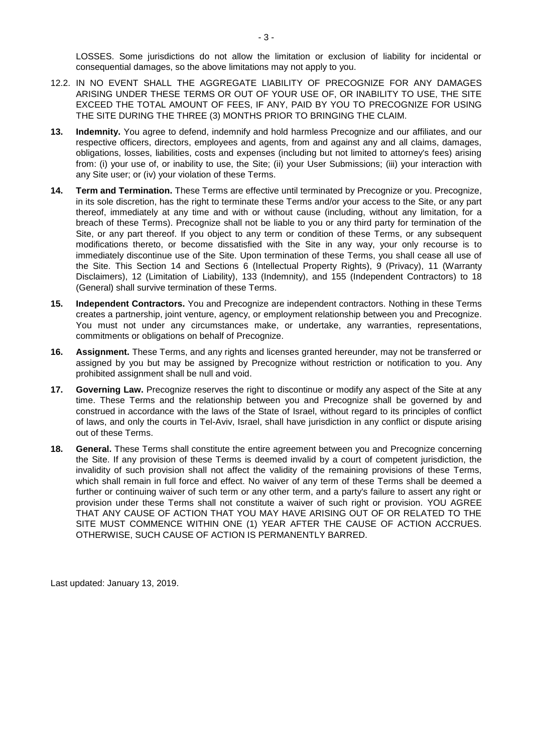LOSSES. Some jurisdictions do not allow the limitation or exclusion of liability for incidental or consequential damages, so the above limitations may not apply to you.

12.2. IN NO EVENT SHALL THE AGGREGATE LIABILITY OF PRECOGNIZE FOR ANY DAMAGES ARISING UNDER THESE TERMS OR OUT OF YOUR USE OF, OR INABILITY TO USE, THE SITE EXCEED THE TOTAL AMOUNT OF FEES, IF ANY, PAID BY YOU TO PRECOGNIZE FOR USING THE SITE DURING THE THREE (3) MONTHS PRIOR TO BRINGING THE CLAIM.

**13. Indemnity.** You agree to defend, indemnify and hold harmless Precognize and our affiliates, and our respective officers, directors, employees and agents, from and against any and all claims, damages, obligations, losses, liabilities, costs and expenses (including but not limited to attorney's fees) arising from: (i) your use of, or inability to use, the Site; (ii) your User Submissions; (iii) your interaction with any Site user; or (iv) your violation of these Terms.

**14. Term and Termination.** These Terms are effective until terminated by Precognize or you. Precognize, in its sole discretion, has the right to terminate these Terms and/or your access to the Site, or any part thereof, immediately at any time and with or without cause (including, without any limitation, for a breach of these Terms). Precognize shall not be liable to you or any third party for termination of the Site, or any part thereof. If you object to any term or condition of these Terms, or any subsequent modifications thereto, or become dissatisfied with the Site in any way, your only recourse is to immediately discontinue use of the Site. Upon termination of these Terms, you shall cease all use of the Site. This Section 14 and Sections 6 (Intellectual Property Rights), 9 (Privacy), 11 (Warranty Disclaimers), 12 (Limitation of Liability), 133 (Indemnity), and 155 (Independent Contractors) to 18 (General) shall survive termination of these Terms.

**15. Independent Contractors.** You and Precognize are independent contractors. Nothing in these Terms creates a partnership, joint venture, agency, or employment relationship between you and Precognize. You must not under any circumstances make, or undertake, any warranties, representations, commitments or obligations on behalf of Precognize.

**16. Assignment.** These Terms, and any rights and licenses granted hereunder, may not be transferred or assigned by you but may be assigned by Precognize without restriction or notification to you. Any prohibited assignment shall be null and void.

**17. Governing Law.** Precognize reserves the right to discontinue or modify any aspect of the Site at any time. These Terms and the relationship between you and Precognize shall be governed by and construed in accordance with the laws of the State of Israel, without regard to its principles of conflict of laws, and only the courts in Tel-Aviv, Israel, shall have jurisdiction in any conflict or dispute arising out of these Terms.

**18. General.** These Terms shall constitute the entire agreement between you and Precognize concerning the Site. If any provision of these Terms is deemed invalid by a court of competent jurisdiction, the invalidity of such provision shall not affect the validity of the remaining provisions of these Terms, which shall remain in full force and effect. No waiver of any term of these Terms shall be deemed a further or continuing waiver of such term or any other term, and a party's failure to assert any right or provision under these Terms shall not constitute a waiver of such right or provision. YOU AGREE THAT ANY CAUSE OF ACTION THAT YOU MAY HAVE ARISING OUT OF OR RELATED TO THE SITE MUST COMMENCE WITHIN ONE (1) YEAR AFTER THE CAUSE OF ACTION ACCRUES. OTHERWISE, SUCH CAUSE OF ACTION IS PERMANENTLY BARRED.

Last updated: January 13, 2019.